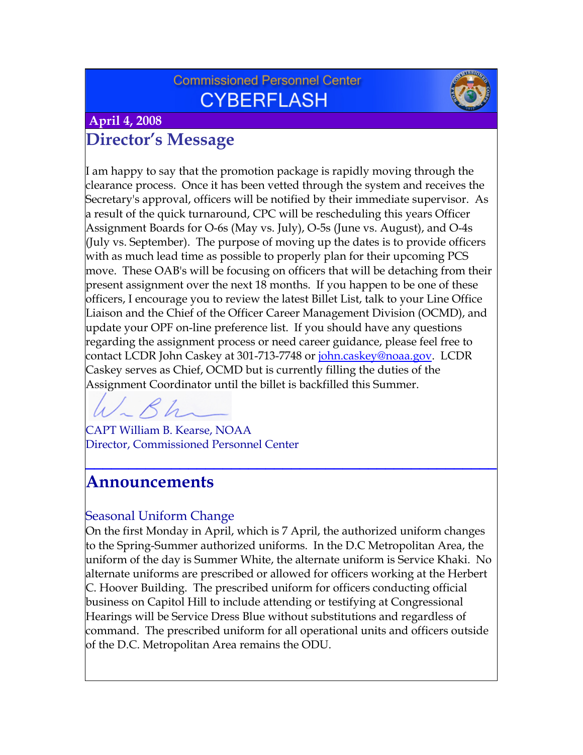Commissioned Personnel Center

# CYBERFLASH

**April 4, 2008**

## Director's Message

I am happy to say that the promotion package is rapidly moving through the clearance process. Once it has been vetted through the system and receives the Secretary's approval, officers will be notified by their immediate supervisor. As a result of the quick turnaround, CPC will be rescheduling this years Officer Assignment Boards for O-6s (May vs. July), O-5s (June vs. August), and O-4s (July vs. September). The purpose of moving up the dates is to provide officers with as much lead time as possible to properly plan for their upcoming PCS move. These OAB's will be focusing on officers that will be detaching from their present assignment over the next 18 months. If you happen to be one of these officers, I encourage you to review the latest Billet List, talk to your Line Office Liaison and the Chief of the Officer Career Management Division (OCMD), and update your OPF on-line preference list. If you should have any questions regarding the assignment process or need career guidance, please feel free to contact LCDR John Caskey at 301-713-7748 or john.caskey@noaa.gov. LCDR Caskey serves as Chief, OCMD but is currently filling the duties of the Assignment Coordinator until the billet is backfilled this Summer.

CAPT William B. Kearse, NOAA
Director, Commissioned Personnel Center

## Announcements

### Seasonal Uniform Change

On the first Monday in April, which is 7 April, the authorized uniform changes to the Spring-Summer authorized uniforms. In the D.C Metropolitan Area, the uniform of the day is Summer White, the alternate uniform is Service Khaki. No alternate uniforms are prescribed or allowed for officers working at the Herbert C. Hoover Building. The prescribed uniform for officers conducting official business on Capitol Hill to include attending or testifying at Congressional Hearings will be Service Dress Blue without substitutions and regardless of command. The prescribed uniform for all operational units and officers outside of the D.C. Metropolitan Area remains the ODU.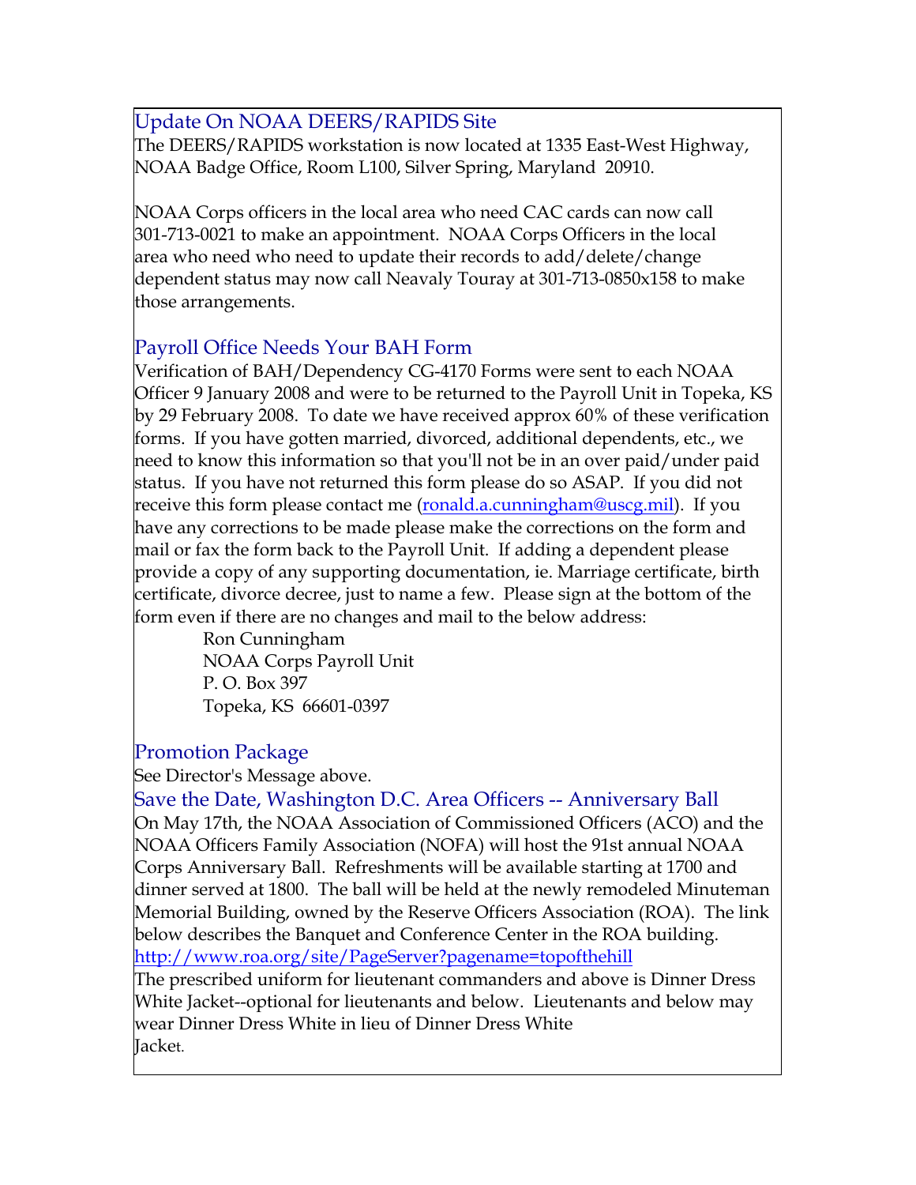## Update On NOAA DEERS/RAPIDS Site

The DEERS/RAPIDS workstation is now located at 1335 East-West Highway, NOAA Badge Office, Room L100, Silver Spring, Maryland 20910.

NOAA Corps officers in the local area who need CAC cards can now call 301-713-0021 to make an appointment. NOAA Corps Officers in the local area who need who need to update their records to add/delete/change dependent status may now call Neavaly Touray at 301-713-0850x158 to make those arrangements.

## Payroll Office Needs Your BAH Form

Verification of BAH/Dependency CG-4170 Forms were sent to each NOAA Officer 9 January 2008 and were to be returned to the Payroll Unit in Topeka, KS by 29 February 2008. To date we have received approx 60% of these verification forms. If you have gotten married, divorced, additional dependents, etc., we need to know this information so that you'll not be in an over paid/under paid status. If you have not returned this form please do so ASAP. If you did not receive this form please contact me (ronald.a.cunningham@uscg.mil). If you have any corrections to be made please make the corrections on the form and mail or fax the form back to the Payroll Unit. If adding a dependent please provide a copy of any supporting documentation, ie. Marriage certificate, birth certificate, divorce decree, just to name a few. Please sign at the bottom of the form even if there are no changes and mail to the below address:

Ron Cunningham  
NOAA Corps Payroll Unit  
P. O. Box 397  
Topeka, KS 66601-0397

## Promotion Package

See Director's Message above.

## Save the Date, Washington D.C. Area Officers -- Anniversary Ball

On May 17th, the NOAA Association of Commissioned Officers (ACO) and the NOAA Officers Family Association (NOFA) will host the 91st annual NOAA Corps Anniversary Ball. Refreshments will be available starting at 1700 and dinner served at 1800. The ball will be held at the newly remodeled Minuteman Memorial Building, owned by the Reserve Officers Association (ROA). The link below describes the Banquet and Conference Center in the ROA building.
http://www.roa.org/site/PageServer?pagename=topofthehill
The prescribed uniform for lieutenant commanders and above is Dinner Dress White Jacket--optional for lieutenants and below. Lieutenants and below may wear Dinner Dress White in lieu of Dinner Dress White Jacket.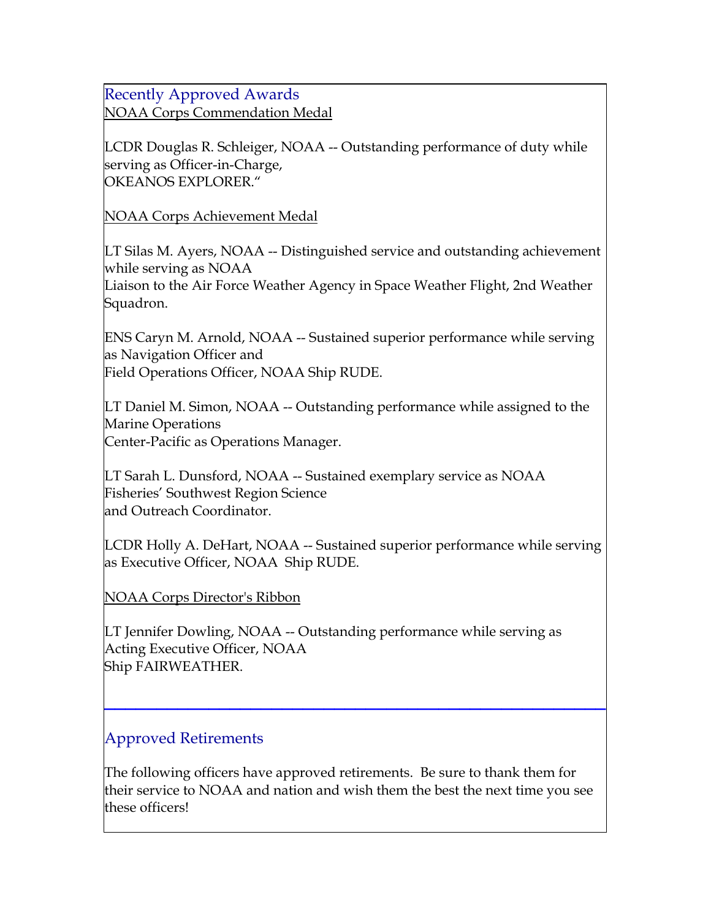## Recently Approved Awards

### NOAA Corps Commendation Medal

LCDR Douglas R. Schleiger, NOAA -- Outstanding performance of duty while serving as Officer-in-Charge, OKEANOS EXPLORER."

### NOAA Corps Achievement Medal

LT Silas M. Ayers, NOAA -- Distinguished service and outstanding achievement while serving as NOAA Liaison to the Air Force Weather Agency in Space Weather Flight, 2nd Weather Squadron.

ENS Caryn M. Arnold, NOAA -- Sustained superior performance while serving as Navigation Officer and Field Operations Officer, NOAA Ship RUDE.

LT Daniel M. Simon, NOAA -- Outstanding performance while assigned to the Marine Operations Center-Pacific as Operations Manager.

LT Sarah L. Dunsford, NOAA -- Sustained exemplary service as NOAA Fisheries' Southwest Region Science and Outreach Coordinator.

LCDR Holly A. DeHart, NOAA -- Sustained superior performance while serving as Executive Officer, NOAA Ship RUDE.

### NOAA Corps Director's Ribbon

LT Jennifer Dowling, NOAA -- Outstanding performance while serving as Acting Executive Officer, NOAA Ship FAIRWEATHER.

---

## Approved Retirements

The following officers have approved retirements. Be sure to thank them for their service to NOAA and nation and wish them the best the next time you see these officers!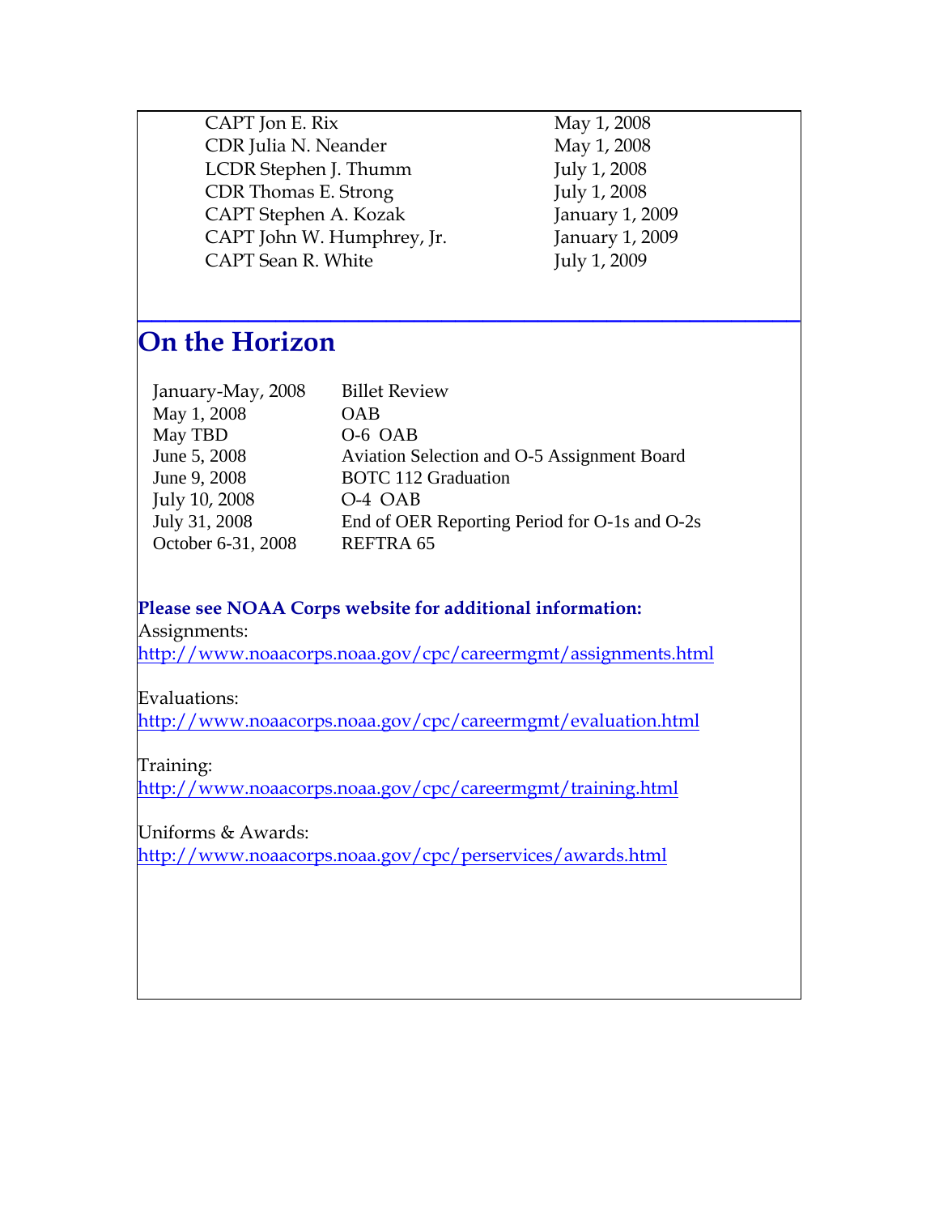| | |
|---|---|
| CAPT Jon E. Rix | May 1, 2008 |
| CDR Julia N. Neander | May 1, 2008 |
| LCDR Stephen J. Thumm | July 1, 2008 |
| CDR Thomas E. Strong | July 1, 2008 |
| CAPT Stephen A. Kozak | January 1, 2009 |
| CAPT John W. Humphrey, Jr. | January 1, 2009 |
| CAPT Sean R. White | July 1, 2009 |

## On the Horizon

| | |
|---|---|
| January-May, 2008 | Billet Review |
| May 1, 2008 | OAB |
| May TBD | O-6 OAB |
| June 5, 2008 | Aviation Selection and O-5 Assignment Board |
| June 9, 2008 | BOTC 112 Graduation |
| July 10, 2008 | O-4 OAB |
| July 31, 2008 | End of OER Reporting Period for O-1s and O-2s |
| October 6-31, 2008 | REFTRA 65 |

**Please see NOAA Corps website for additional information:**

Assignments:
http://www.noaacorps.noaa.gov/cpc/careermgmt/assignments.html

Evaluations:
http://www.noaacorps.noaa.gov/cpc/careermgmt/evaluation.html

Training:
http://www.noaacorps.noaa.gov/cpc/careermgmt/training.html

Uniforms & Awards:
http://www.noaacorps.noaa.gov/cpc/perservices/awards.html